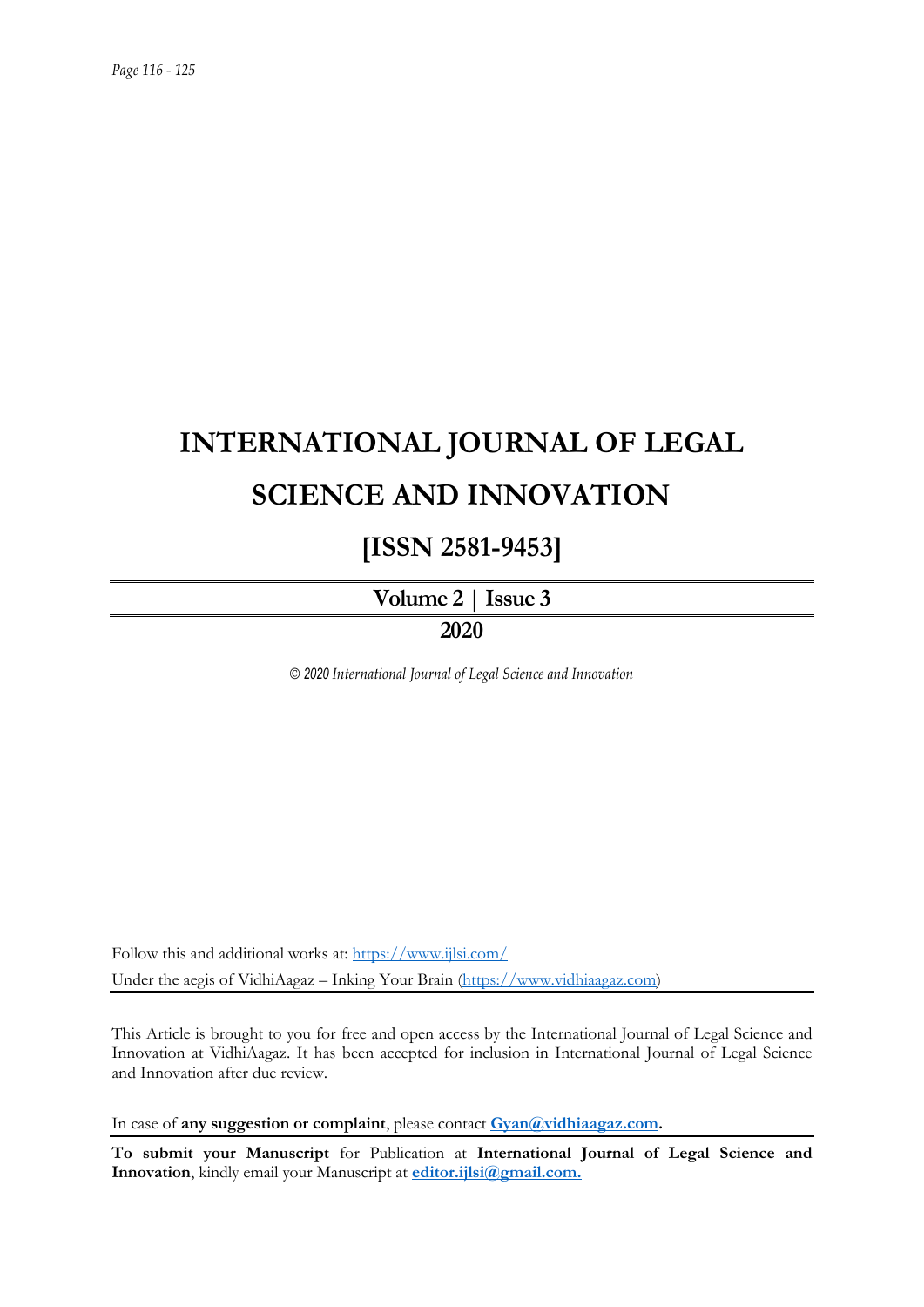# INTERNATIONAL JOURNAL OF LEGAL SCIENCE AND INNOVATION

## [ISSN 2581-9453]

**Volume 2 | Issue 3**

**2020**

*© 2020 International Journal of Legal Science and Innovation*

Follow this and additional works at: https://www.ijlsi.com/

Under the aegis of VidhiAagaz – Inking Your Brain (https://www.vidhiaagaz.com)

This Article is brought to you for free and open access by the International Journal of Legal Science and Innovation at VidhiAagaz. It has been accepted for inclusion in International Journal of Legal Science and Innovation after due review.

In case of **any suggestion or complaint**, please contact **Gyan@vidhiaagaz.com.**

**To submit your Manuscript** for Publication at **International Journal of Legal Science and Innovation**, kindly email your Manuscript at **editor.ijlsi@gmail.com.**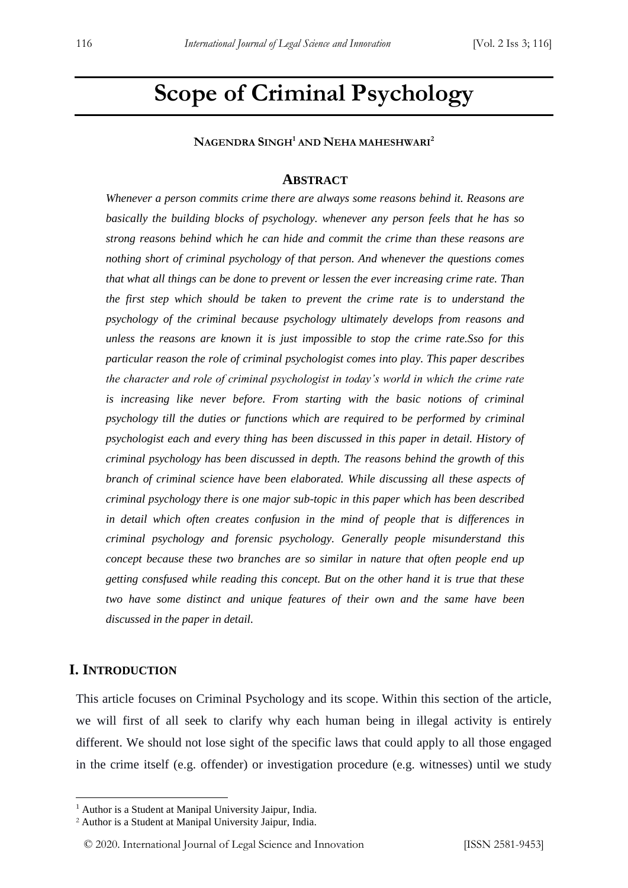# Scope of Criminal Psychology

**NAGENDRA SINGH[1] AND NEHA MAHESHWARI[2]**

## ABSTRACT

*Whenever a person commits crime there are always some reasons behind it. Reasons are basically the building blocks of psychology. whenever any person feels that he has so strong reasons behind which he can hide and commit the crime than these reasons are nothing short of criminal psychology of that person. And whenever the questions comes that what all things can be done to prevent or lessen the ever increasing crime rate. Than the first step which should be taken to prevent the crime rate is to understand the psychology of the criminal because psychology ultimately develops from reasons and unless the reasons are known it is just impossible to stop the crime rate.Sso for this particular reason the role of criminal psychologist comes into play. This paper describes the character and role of criminal psychologist in today's world in which the crime rate is increasing like never before. From starting with the basic notions of criminal psychology till the duties or functions which are required to be performed by criminal psychologist each and every thing has been discussed in this paper in detail. History of criminal psychology has been discussed in depth. The reasons behind the growth of this branch of criminal science have been elaborated. While discussing all these aspects of criminal psychology there is one major sub-topic in this paper which has been described in detail which often creates confusion in the mind of people that is differences in criminal psychology and forensic psychology. Generally people misunderstand this concept because these two branches are so similar in nature that often people end up getting consfused while reading this concept. But on the other hand it is true that these two have some distinct and unique features of their own and the same have been discussed in the paper in detail.*

## I. INTRODUCTION

This article focuses on Criminal Psychology and its scope. Within this section of the article, we will first of all seek to clarify why each human being in illegal activity is entirely different. We should not lose sight of the specific laws that could apply to all those engaged in the crime itself (e.g. offender) or investigation procedure (e.g. witnesses) until we study

---

[1] Author is a Student at Manipal University Jaipur, India.

[2] Author is a Student at Manipal University Jaipur, India.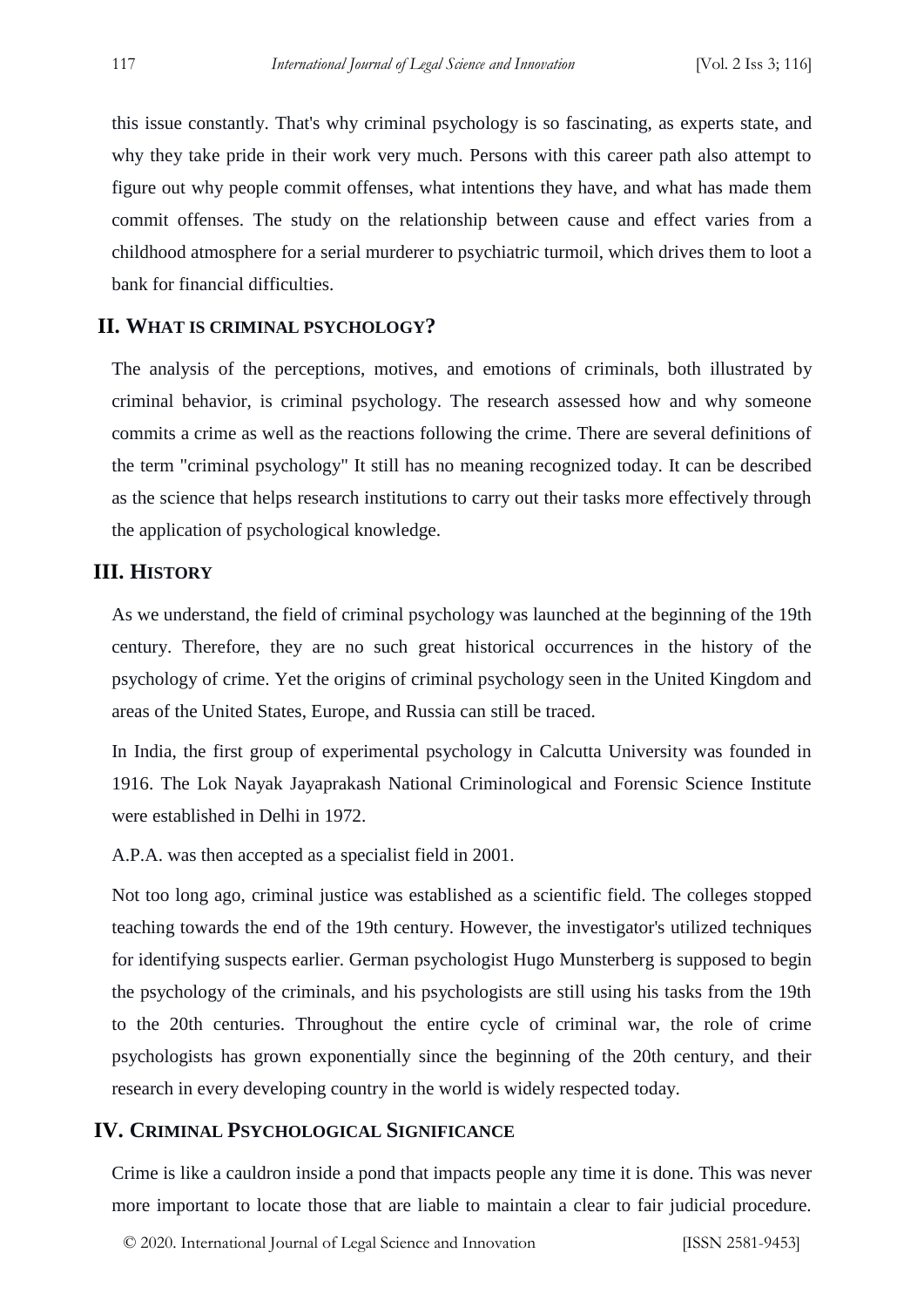this issue constantly. That's why criminal psychology is so fascinating, as experts state, and why they take pride in their work very much. Persons with this career path also attempt to figure out why people commit offenses, what intentions they have, and what has made them commit offenses. The study on the relationship between cause and effect varies from a childhood atmosphere for a serial murderer to psychiatric turmoil, which drives them to loot a bank for financial difficulties.

## II. What is criminal psychology?

The analysis of the perceptions, motives, and emotions of criminals, both illustrated by criminal behavior, is criminal psychology. The research assessed how and why someone commits a crime as well as the reactions following the crime. There are several definitions of the term "criminal psychology" It still has no meaning recognized today. It can be described as the science that helps research institutions to carry out their tasks more effectively through the application of psychological knowledge.

## III. History

As we understand, the field of criminal psychology was launched at the beginning of the 19th century. Therefore, they are no such great historical occurrences in the history of the psychology of crime. Yet the origins of criminal psychology seen in the United Kingdom and areas of the United States, Europe, and Russia can still be traced.

In India, the first group of experimental psychology in Calcutta University was founded in 1916. The Lok Nayak Jayaprakash National Criminological and Forensic Science Institute were established in Delhi in 1972.

A.P.A. was then accepted as a specialist field in 2001.

Not too long ago, criminal justice was established as a scientific field. The colleges stopped teaching towards the end of the 19th century. However, the investigator's utilized techniques for identifying suspects earlier. German psychologist Hugo Munsterberg is supposed to begin the psychology of the criminals, and his psychologists are still using his tasks from the 19th to the 20th centuries. Throughout the entire cycle of criminal war, the role of crime psychologists has grown exponentially since the beginning of the 20th century, and their research in every developing country in the world is widely respected today.

## IV. Criminal Psychological Significance

Crime is like a cauldron inside a pond that impacts people any time it is done. This was never more important to locate those that are liable to maintain a clear to fair judicial procedure.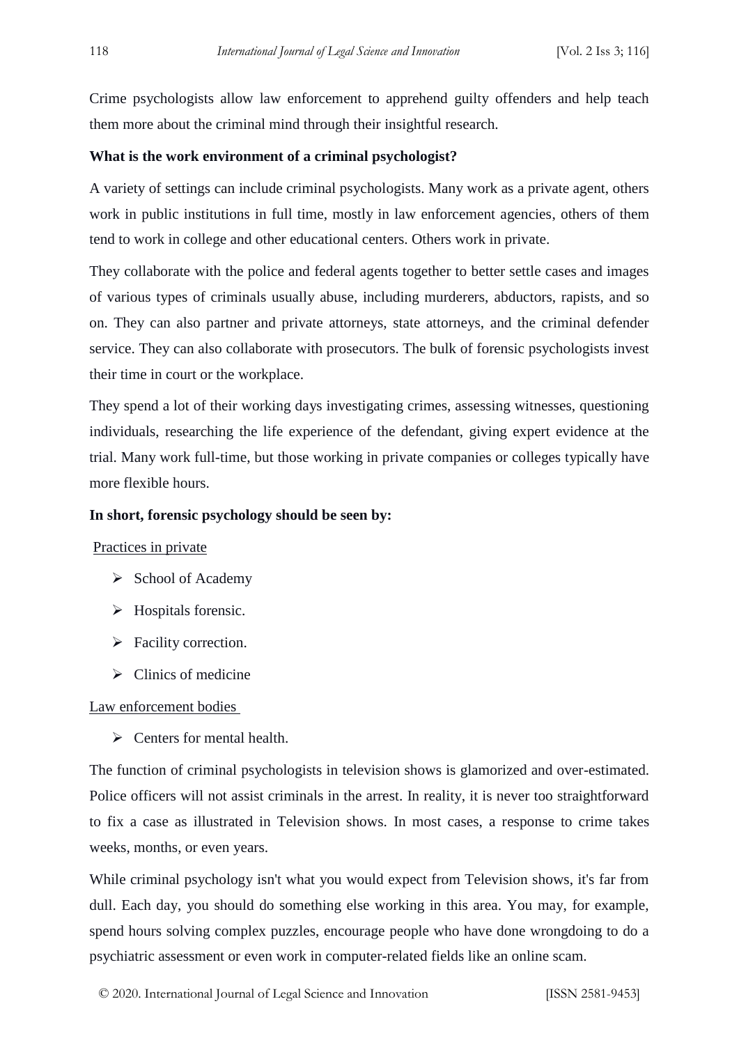Crime psychologists allow law enforcement to apprehend guilty offenders and help teach them more about the criminal mind through their insightful research.

**What is the work environment of a criminal psychologist?**

A variety of settings can include criminal psychologists. Many work as a private agent, others work in public institutions in full time, mostly in law enforcement agencies, others of them tend to work in college and other educational centers. Others work in private.

They collaborate with the police and federal agents together to better settle cases and images of various types of criminals usually abuse, including murderers, abductors, rapists, and so on. They can also partner and private attorneys, state attorneys, and the criminal defender service. They can also collaborate with prosecutors. The bulk of forensic psychologists invest their time in court or the workplace.

They spend a lot of their working days investigating crimes, assessing witnesses, questioning individuals, researching the life experience of the defendant, giving expert evidence at the trial. Many work full-time, but those working in private companies or colleges typically have more flexible hours.

**In short, forensic psychology should be seen by:**

<u>Practices in private</u>

- School of Academy
- Hospitals forensic.
- Facility correction.
- Clinics of medicine

<u>Law enforcement bodies</u>

- Centers for mental health.

The function of criminal psychologists in television shows is glamorized and over-estimated. Police officers will not assist criminals in the arrest. In reality, it is never too straightforward to fix a case as illustrated in Television shows. In most cases, a response to crime takes weeks, months, or even years.

While criminal psychology isn't what you would expect from Television shows, it's far from dull. Each day, you should do something else working in this area. You may, for example, spend hours solving complex puzzles, encourage people who have done wrongdoing to do a psychiatric assessment or even work in computer-related fields like an online scam.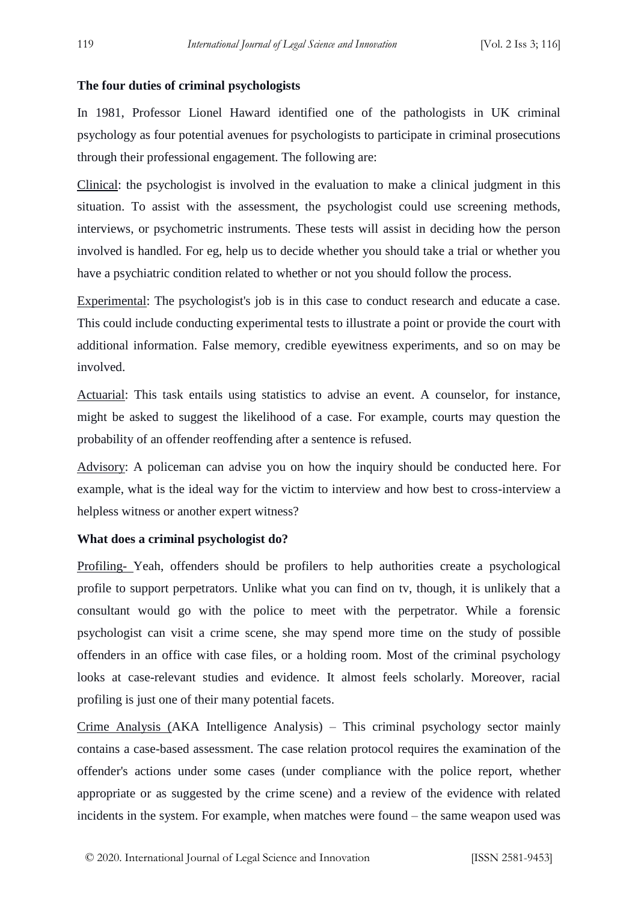**The four duties of criminal psychologists**

In 1981, Professor Lionel Haward identified one of the pathologists in UK criminal psychology as four potential avenues for psychologists to participate in criminal prosecutions through their professional engagement. The following are:

Clinical: the psychologist is involved in the evaluation to make a clinical judgment in this situation. To assist with the assessment, the psychologist could use screening methods, interviews, or psychometric instruments. These tests will assist in deciding how the person involved is handled. For eg, help us to decide whether you should take a trial or whether you have a psychiatric condition related to whether or not you should follow the process.

Experimental: The psychologist's job is in this case to conduct research and educate a case. This could include conducting experimental tests to illustrate a point or provide the court with additional information. False memory, credible eyewitness experiments, and so on may be involved.

Actuarial: This task entails using statistics to advise an event. A counselor, for instance, might be asked to suggest the likelihood of a case. For example, courts may question the probability of an offender reoffending after a sentence is refused.

Advisory: A policeman can advise you on how the inquiry should be conducted here. For example, what is the ideal way for the victim to interview and how best to cross-interview a helpless witness or another expert witness?

**What does a criminal psychologist do?**

Profiling- Yeah, offenders should be profilers to help authorities create a psychological profile to support perpetrators. Unlike what you can find on tv, though, it is unlikely that a consultant would go with the police to meet with the perpetrator. While a forensic psychologist can visit a crime scene, she may spend more time on the study of possible offenders in an office with case files, or a holding room. Most of the criminal psychology looks at case-relevant studies and evidence. It almost feels scholarly. Moreover, racial profiling is just one of their many potential facets.

Crime Analysis (AKA Intelligence Analysis) – This criminal psychology sector mainly contains a case-based assessment. The case relation protocol requires the examination of the offender's actions under some cases (under compliance with the police report, whether appropriate or as suggested by the crime scene) and a review of the evidence with related incidents in the system. For example, when matches were found – the same weapon used was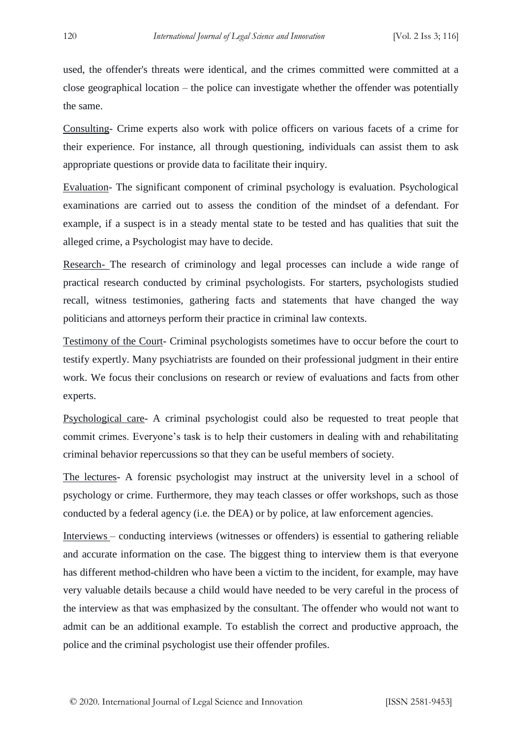used, the offender's threats were identical, and the crimes committed were committed at a close geographical location – the police can investigate whether the offender was potentially the same.

<u>Consulting</u>- Crime experts also work with police officers on various facets of a crime for their experience. For instance, all through questioning, individuals can assist them to ask appropriate questions or provide data to facilitate their inquiry.

<u>Evaluation</u>- The significant component of criminal psychology is evaluation. Psychological examinations are carried out to assess the condition of the mindset of a defendant. For example, if a suspect is in a steady mental state to be tested and has qualities that suit the alleged crime, a Psychologist may have to decide.

<u>Research-</u> The research of criminology and legal processes can include a wide range of practical research conducted by criminal psychologists. For starters, psychologists studied recall, witness testimonies, gathering facts and statements that have changed the way politicians and attorneys perform their practice in criminal law contexts.

<u>Testimony of the Court</u>- Criminal psychologists sometimes have to occur before the court to testify expertly. Many psychiatrists are founded on their professional judgment in their entire work. We focus their conclusions on research or review of evaluations and facts from other experts.

<u>Psychological care</u>- A criminal psychologist could also be requested to treat people that commit crimes. Everyone's task is to help their customers in dealing with and rehabilitating criminal behavior repercussions so that they can be useful members of society.

<u>The lectures</u>- A forensic psychologist may instruct at the university level in a school of psychology or crime. Furthermore, they may teach classes or offer workshops, such as those conducted by a federal agency (i.e. the DEA) or by police, at law enforcement agencies.

<u>Interviews</u> – conducting interviews (witnesses or offenders) is essential to gathering reliable and accurate information on the case. The biggest thing to interview them is that everyone has different method-children who have been a victim to the incident, for example, may have very valuable details because a child would have needed to be very careful in the process of the interview as that was emphasized by the consultant. The offender who would not want to admit can be an additional example. To establish the correct and productive approach, the police and the criminal psychologist use their offender profiles.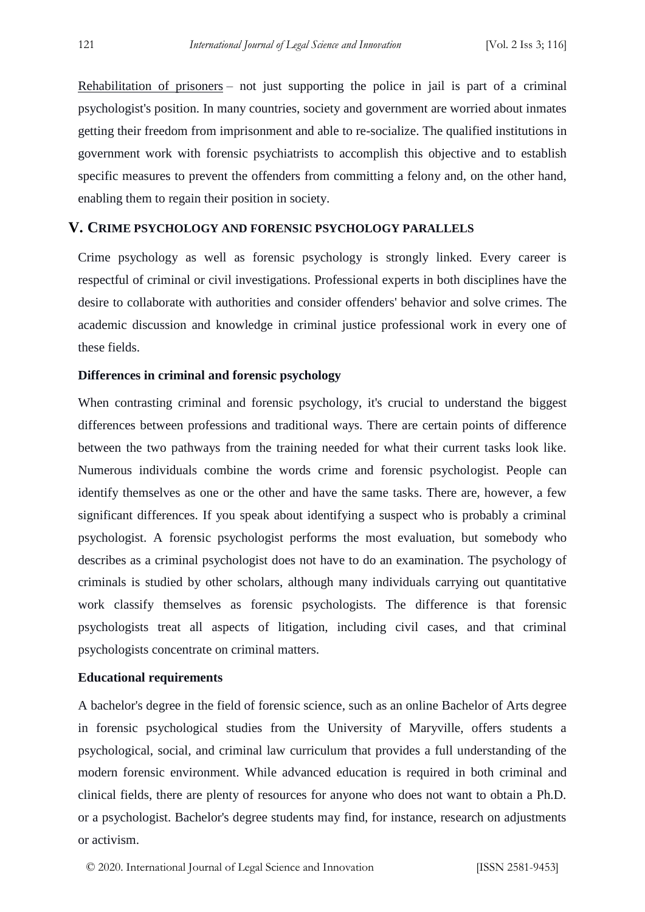Rehabilitation of prisoners – not just supporting the police in jail is part of a criminal psychologist's position. In many countries, society and government are worried about inmates getting their freedom from imprisonment and able to re-socialize. The qualified institutions in government work with forensic psychiatrists to accomplish this objective and to establish specific measures to prevent the offenders from committing a felony and, on the other hand, enabling them to regain their position in society.

## V. Crime psychology and forensic psychology parallels

Crime psychology as well as forensic psychology is strongly linked. Every career is respectful of criminal or civil investigations. Professional experts in both disciplines have the desire to collaborate with authorities and consider offenders' behavior and solve crimes. The academic discussion and knowledge in criminal justice professional work in every one of these fields.

**Differences in criminal and forensic psychology**

When contrasting criminal and forensic psychology, it's crucial to understand the biggest differences between professions and traditional ways. There are certain points of difference between the two pathways from the training needed for what their current tasks look like. Numerous individuals combine the words crime and forensic psychologist. People can identify themselves as one or the other and have the same tasks. There are, however, a few significant differences. If you speak about identifying a suspect who is probably a criminal psychologist. A forensic psychologist performs the most evaluation, but somebody who describes as a criminal psychologist does not have to do an examination. The psychology of criminals is studied by other scholars, although many individuals carrying out quantitative work classify themselves as forensic psychologists. The difference is that forensic psychologists treat all aspects of litigation, including civil cases, and that criminal psychologists concentrate on criminal matters.

**Educational requirements**

A bachelor's degree in the field of forensic science, such as an online Bachelor of Arts degree in forensic psychological studies from the University of Maryville, offers students a psychological, social, and criminal law curriculum that provides a full understanding of the modern forensic environment. While advanced education is required in both criminal and clinical fields, there are plenty of resources for anyone who does not want to obtain a Ph.D. or a psychologist. Bachelor's degree students may find, for instance, research on adjustments or activism.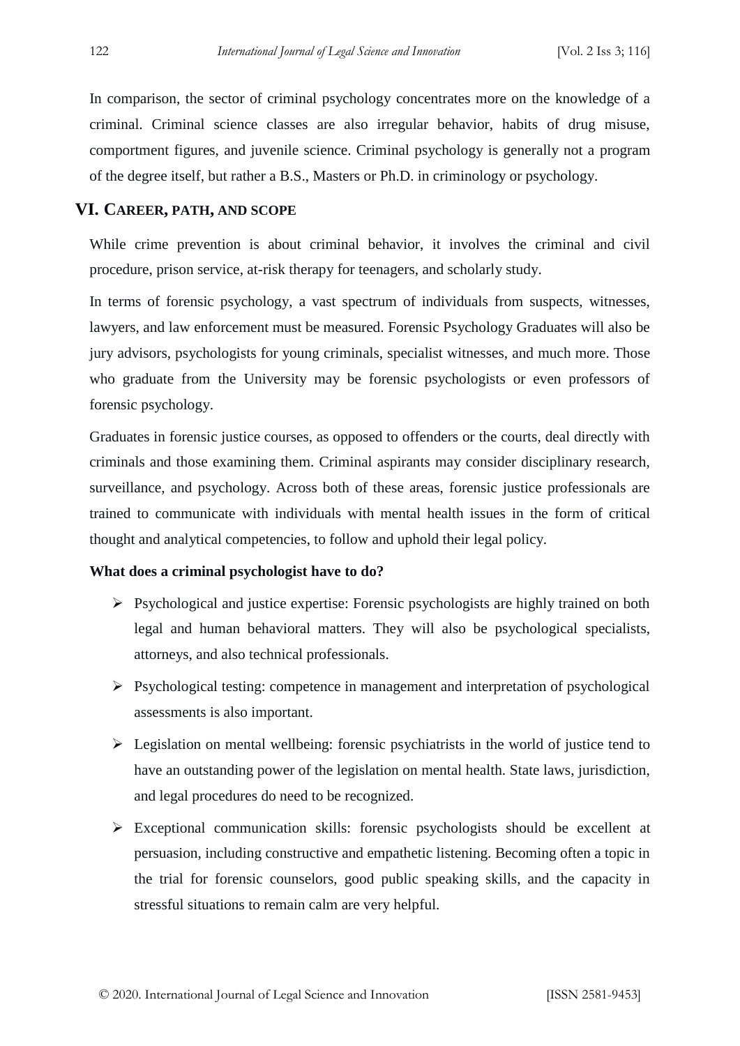In comparison, the sector of criminal psychology concentrates more on the knowledge of a criminal. Criminal science classes are also irregular behavior, habits of drug misuse, comportment figures, and juvenile science. Criminal psychology is generally not a program of the degree itself, but rather a B.S., Masters or Ph.D. in criminology or psychology.

## VI. Career, path, and scope

While crime prevention is about criminal behavior, it involves the criminal and civil procedure, prison service, at-risk therapy for teenagers, and scholarly study.

In terms of forensic psychology, a vast spectrum of individuals from suspects, witnesses, lawyers, and law enforcement must be measured. Forensic Psychology Graduates will also be jury advisors, psychologists for young criminals, specialist witnesses, and much more. Those who graduate from the University may be forensic psychologists or even professors of forensic psychology.

Graduates in forensic justice courses, as opposed to offenders or the courts, deal directly with criminals and those examining them. Criminal aspirants may consider disciplinary research, surveillance, and psychology. Across both of these areas, forensic justice professionals are trained to communicate with individuals with mental health issues in the form of critical thought and analytical competencies, to follow and uphold their legal policy.

**What does a criminal psychologist have to do?**

- Psychological and justice expertise: Forensic psychologists are highly trained on both legal and human behavioral matters. They will also be psychological specialists, attorneys, and also technical professionals.
- Psychological testing: competence in management and interpretation of psychological assessments is also important.
- Legislation on mental wellbeing: forensic psychiatrists in the world of justice tend to have an outstanding power of the legislation on mental health. State laws, jurisdiction, and legal procedures do need to be recognized.
- Exceptional communication skills: forensic psychologists should be excellent at persuasion, including constructive and empathetic listening. Becoming often a topic in the trial for forensic counselors, good public speaking skills, and the capacity in stressful situations to remain calm are very helpful.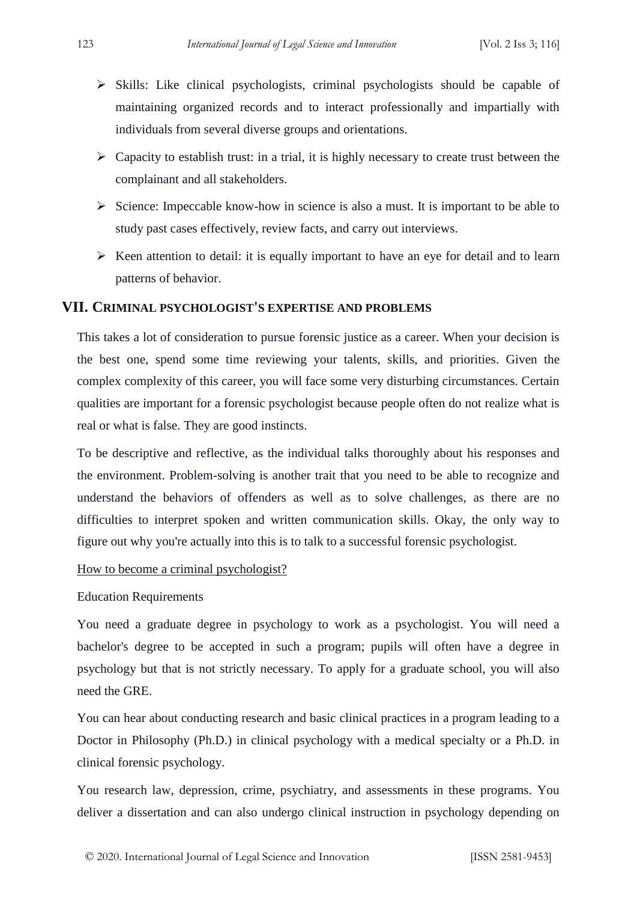- Skills: Like clinical psychologists, criminal psychologists should be capable of maintaining organized records and to interact professionally and impartially with individuals from several diverse groups and orientations.
- Capacity to establish trust: in a trial, it is highly necessary to create trust between the complainant and all stakeholders.
- Science: Impeccable know-how in science is also a must. It is important to be able to study past cases effectively, review facts, and carry out interviews.
- Keen attention to detail: it is equally important to have an eye for detail and to learn patterns of behavior.

## VII. CRIMINAL PSYCHOLOGIST'S EXPERTISE AND PROBLEMS

This takes a lot of consideration to pursue forensic justice as a career. When your decision is the best one, spend some time reviewing your talents, skills, and priorities. Given the complex complexity of this career, you will face some very disturbing circumstances. Certain qualities are important for a forensic psychologist because people often do not realize what is real or what is false. They are good instincts.

To be descriptive and reflective, as the individual talks thoroughly about his responses and the environment. Problem-solving is another trait that you need to be able to recognize and understand the behaviors of offenders as well as to solve challenges, as there are no difficulties to interpret spoken and written communication skills. Okay, the only way to figure out why you're actually into this is to talk to a successful forensic psychologist.

<u>How to become a criminal psychologist?</u>

Education Requirements

You need a graduate degree in psychology to work as a psychologist. You will need a bachelor's degree to be accepted in such a program; pupils will often have a degree in psychology but that is not strictly necessary. To apply for a graduate school, you will also need the GRE.

You can hear about conducting research and basic clinical practices in a program leading to a Doctor in Philosophy (Ph.D.) in clinical psychology with a medical specialty or a Ph.D. in clinical forensic psychology.

You research law, depression, crime, psychiatry, and assessments in these programs. You deliver a dissertation and can also undergo clinical instruction in psychology depending on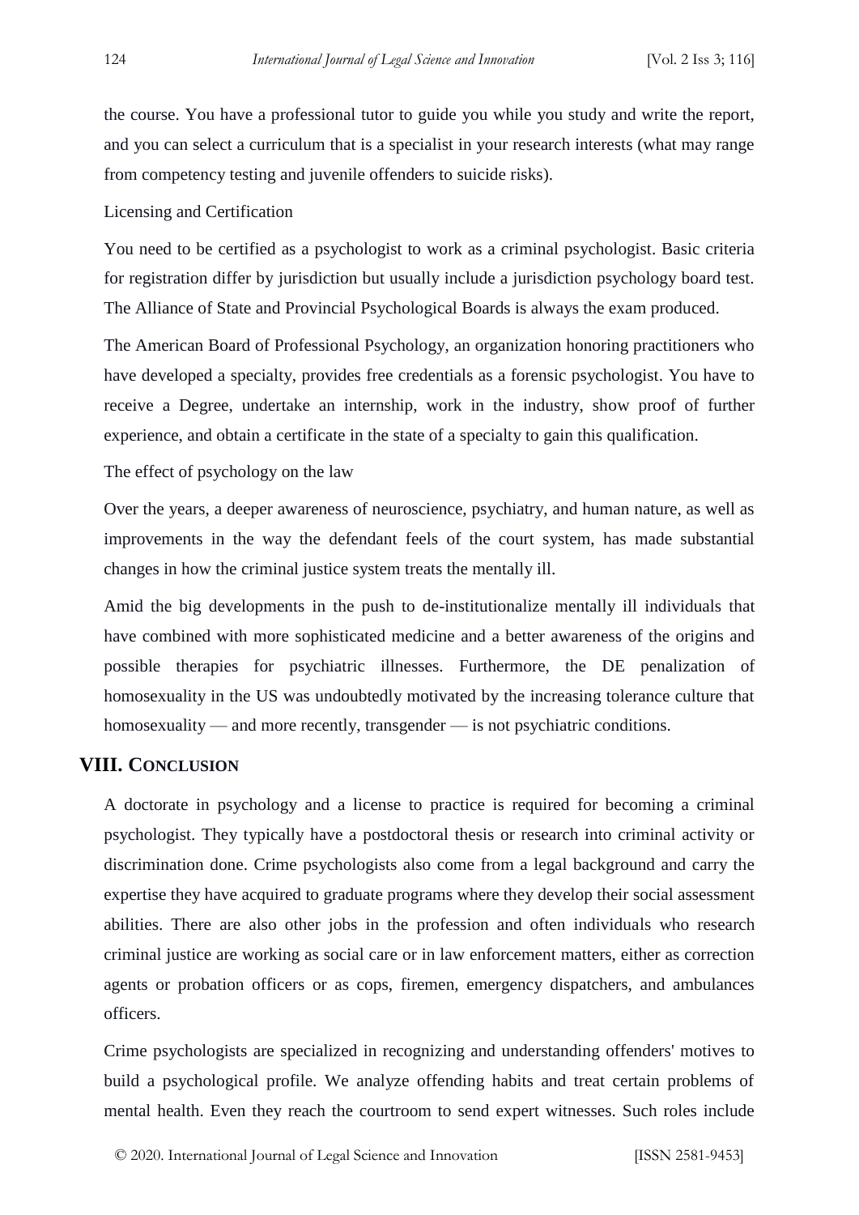the course. You have a professional tutor to guide you while you study and write the report, and you can select a curriculum that is a specialist in your research interests (what may range from competency testing and juvenile offenders to suicide risks).

Licensing and Certification

You need to be certified as a psychologist to work as a criminal psychologist. Basic criteria for registration differ by jurisdiction but usually include a jurisdiction psychology board test. The Alliance of State and Provincial Psychological Boards is always the exam produced.

The American Board of Professional Psychology, an organization honoring practitioners who have developed a specialty, provides free credentials as a forensic psychologist. You have to receive a Degree, undertake an internship, work in the industry, show proof of further experience, and obtain a certificate in the state of a specialty to gain this qualification.

The effect of psychology on the law

Over the years, a deeper awareness of neuroscience, psychiatry, and human nature, as well as improvements in the way the defendant feels of the court system, has made substantial changes in how the criminal justice system treats the mentally ill.

Amid the big developments in the push to de-institutionalize mentally ill individuals that have combined with more sophisticated medicine and a better awareness of the origins and possible therapies for psychiatric illnesses. Furthermore, the DE penalization of homosexuality in the US was undoubtedly motivated by the increasing tolerance culture that homosexuality — and more recently, transgender — is not psychiatric conditions.

## VIII. Conclusion

A doctorate in psychology and a license to practice is required for becoming a criminal psychologist. They typically have a postdoctoral thesis or research into criminal activity or discrimination done. Crime psychologists also come from a legal background and carry the expertise they have acquired to graduate programs where they develop their social assessment abilities. There are also other jobs in the profession and often individuals who research criminal justice are working as social care or in law enforcement matters, either as correction agents or probation officers or as cops, firemen, emergency dispatchers, and ambulances officers.

Crime psychologists are specialized in recognizing and understanding offenders' motives to build a psychological profile. We analyze offending habits and treat certain problems of mental health. Even they reach the courtroom to send expert witnesses. Such roles include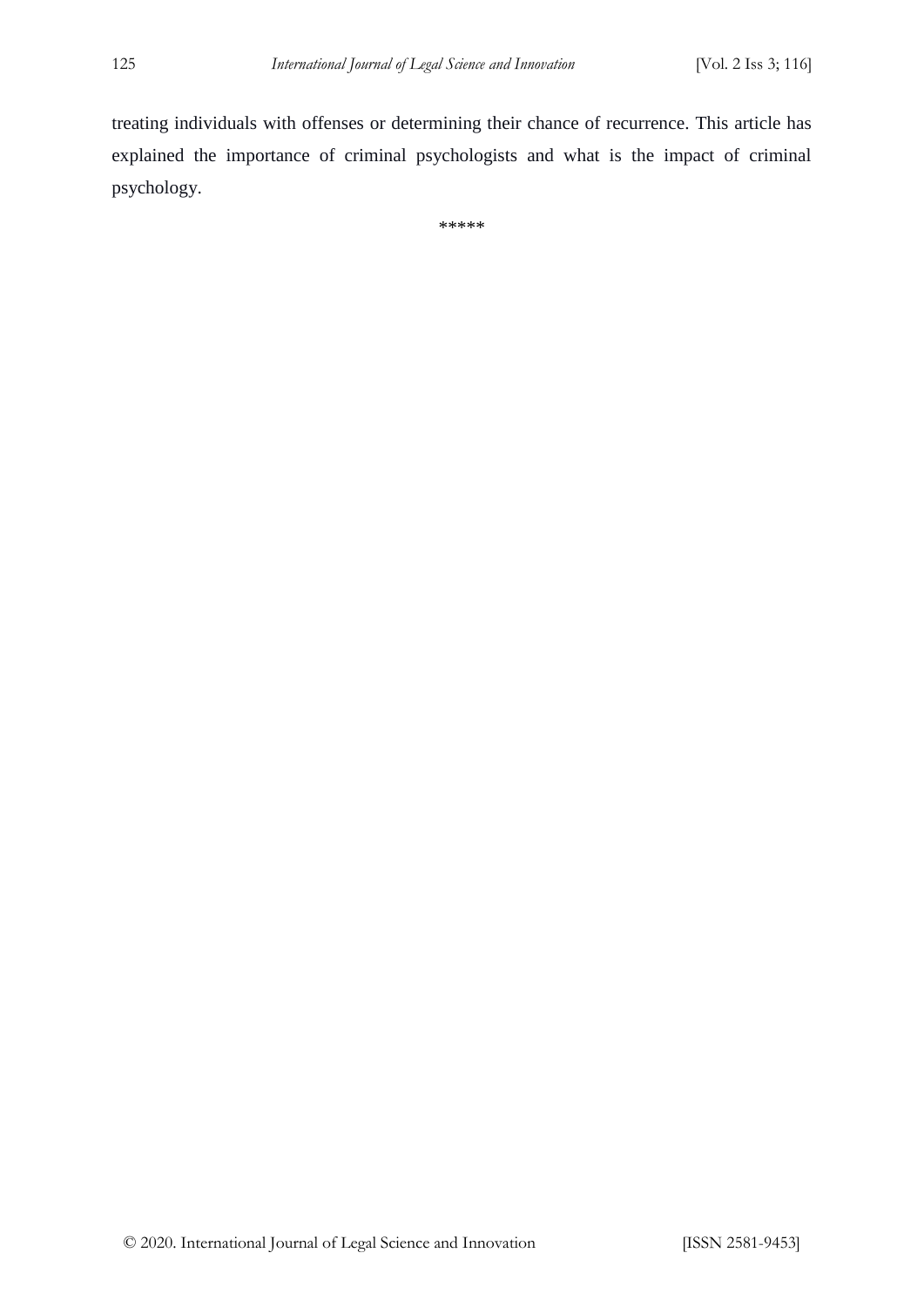treating individuals with offenses or determining their chance of recurrence. This article has explained the importance of criminal psychologists and what is the impact of criminal psychology.

*****